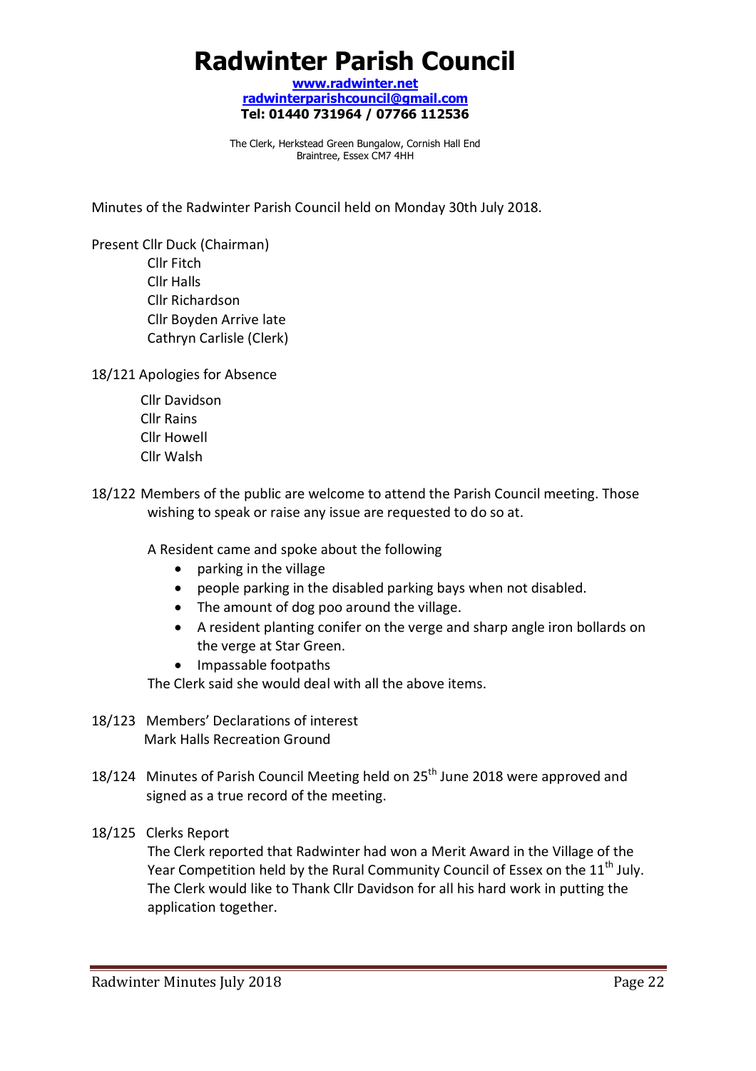# Radwinter Parish Council

**www.radwinter.net**
**radwinterparishcouncil@gmail.com**
**Tel: 01440 731964 / 07766 112536**

The Clerk, Herkstead Green Bungalow, Cornish Hall End
Braintree, Essex CM7 4HH

Minutes of the Radwinter Parish Council held on Monday 30th July 2018.

Present Cllr Duck (Chairman)
Cllr Fitch
Cllr Halls
Cllr Richardson
Cllr Boyden Arrive late
Cathryn Carlisle (Clerk)

18/121 Apologies for Absence

Cllr Davidson
Cllr Rains
Cllr Howell
Cllr Walsh

18/122 Members of the public are welcome to attend the Parish Council meeting. Those wishing to speak or raise any issue are requested to do so at.

A Resident came and spoke about the following

- parking in the village
- people parking in the disabled parking bays when not disabled.
- The amount of dog poo around the village.
- A resident planting conifer on the verge and sharp angle iron bollards on the verge at Star Green.
- Impassable footpaths

The Clerk said she would deal with all the above items.

18/123 Members' Declarations of interest
Mark Halls Recreation Ground

18/124 Minutes of Parish Council Meeting held on 25th June 2018 were approved and signed as a true record of the meeting.

18/125 Clerks Report
The Clerk reported that Radwinter had won a Merit Award in the Village of the Year Competition held by the Rural Community Council of Essex on the 11th July. The Clerk would like to Thank Cllr Davidson for all his hard work in putting the application together.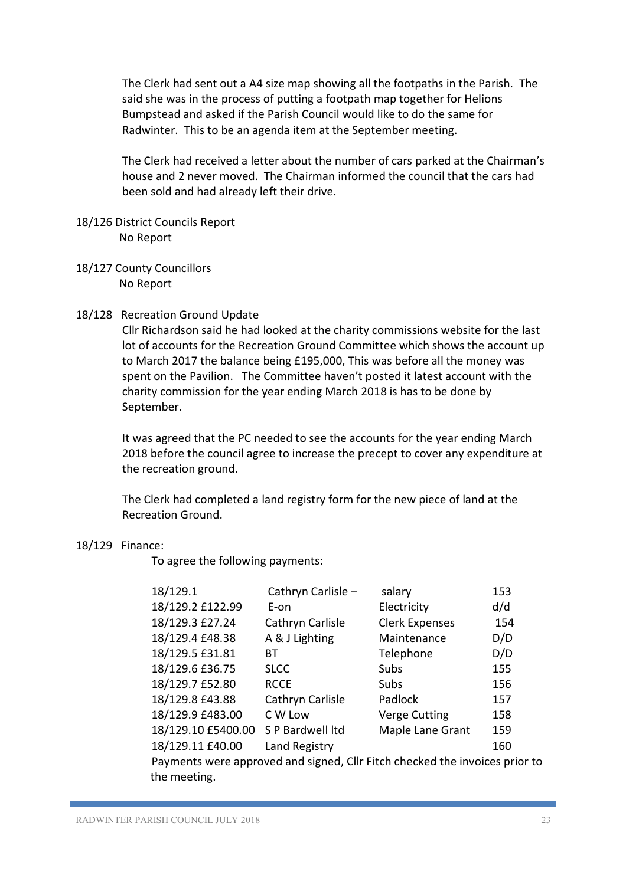The Clerk had sent out a A4 size map showing all the footpaths in the Parish. The said she was in the process of putting a footpath map together for Helions Bumpstead and asked if the Parish Council would like to do the same for Radwinter. This to be an agenda item at the September meeting.

The Clerk had received a letter about the number of cars parked at the Chairman's house and 2 never moved. The Chairman informed the council that the cars had been sold and had already left their drive.

18/126 District Councils Report

No Report

18/127 County Councillors

No Report

18/128 Recreation Ground Update

Cllr Richardson said he had looked at the charity commissions website for the last lot of accounts for the Recreation Ground Committee which shows the account up to March 2017 the balance being £195,000, This was before all the money was spent on the Pavilion. The Committee haven't posted it latest account with the charity commission for the year ending March 2018 is has to be done by September.

It was agreed that the PC needed to see the accounts for the year ending March 2018 before the council agree to increase the precept to cover any expenditure at the recreation ground.

The Clerk had completed a land registry form for the new piece of land at the Recreation Ground.

18/129 Finance:

To agree the following payments:

| | | | |
|---|---|---|---|
| 18/129.1 | Cathryn Carlisle – | salary | 153 |
| 18/129.2 £122.99 | E-on | Electricity | d/d |
| 18/129.3 £27.24 | Cathryn Carlisle | Clerk Expenses | 154 |
| 18/129.4 £48.38 | A & J Lighting | Maintenance | D/D |
| 18/129.5 £31.81 | BT | Telephone | D/D |
| 18/129.6 £36.75 | SLCC | Subs | 155 |
| 18/129.7 £52.80 | RCCE | Subs | 156 |
| 18/129.8 £43.88 | Cathryn Carlisle | Padlock | 157 |
| 18/129.9 £483.00 | C W Low | Verge Cutting | 158 |
| 18/129.10 £5400.00 | S P Bardwell ltd | Maple Lane Grant | 159 |
| 18/129.11 £40.00 | Land Registry | | 160 |

Payments were approved and signed, Cllr Fitch checked the invoices prior to the meeting.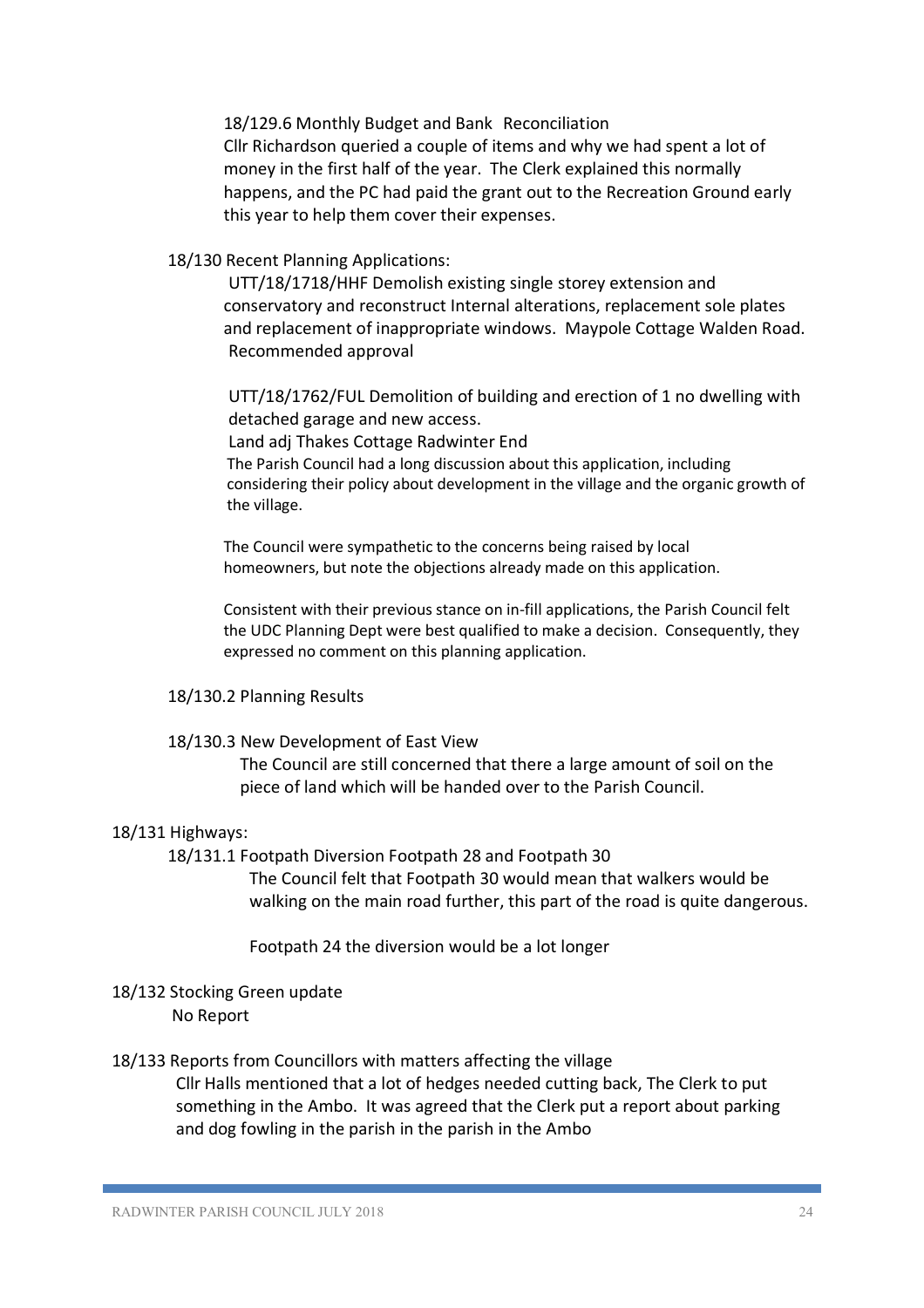18/129.6 Monthly Budget and Bank Reconciliation

Cllr Richardson queried a couple of items and why we had spent a lot of money in the first half of the year. The Clerk explained this normally happens, and the PC had paid the grant out to the Recreation Ground early this year to help them cover their expenses.

18/130 Recent Planning Applications:

UTT/18/1718/HHF Demolish existing single storey extension and conservatory and reconstruct Internal alterations, replacement sole plates and replacement of inappropriate windows. Maypole Cottage Walden Road.
Recommended approval

UTT/18/1762/FUL Demolition of building and erection of 1 no dwelling with detached garage and new access.
Land adj Thakes Cottage Radwinter End
The Parish Council had a long discussion about this application, including considering their policy about development in the village and the organic growth of the village.

The Council were sympathetic to the concerns being raised by local homeowners, but note the objections already made on this application.

Consistent with their previous stance on in-fill applications, the Parish Council felt the UDC Planning Dept were best qualified to make a decision. Consequently, they expressed no comment on this planning application.

18/130.2 Planning Results

18/130.3 New Development of East View

The Council are still concerned that there a large amount of soil on the piece of land which will be handed over to the Parish Council.

18/131 Highways:

18/131.1 Footpath Diversion Footpath 28 and Footpath 30

The Council felt that Footpath 30 would mean that walkers would be walking on the main road further, this part of the road is quite dangerous.

Footpath 24 the diversion would be a lot longer

18/132 Stocking Green update

No Report

18/133 Reports from Councillors with matters affecting the village

Cllr Halls mentioned that a lot of hedges needed cutting back, The Clerk to put something in the Ambo. It was agreed that the Clerk put a report about parking and dog fowling in the parish in the parish in the Ambo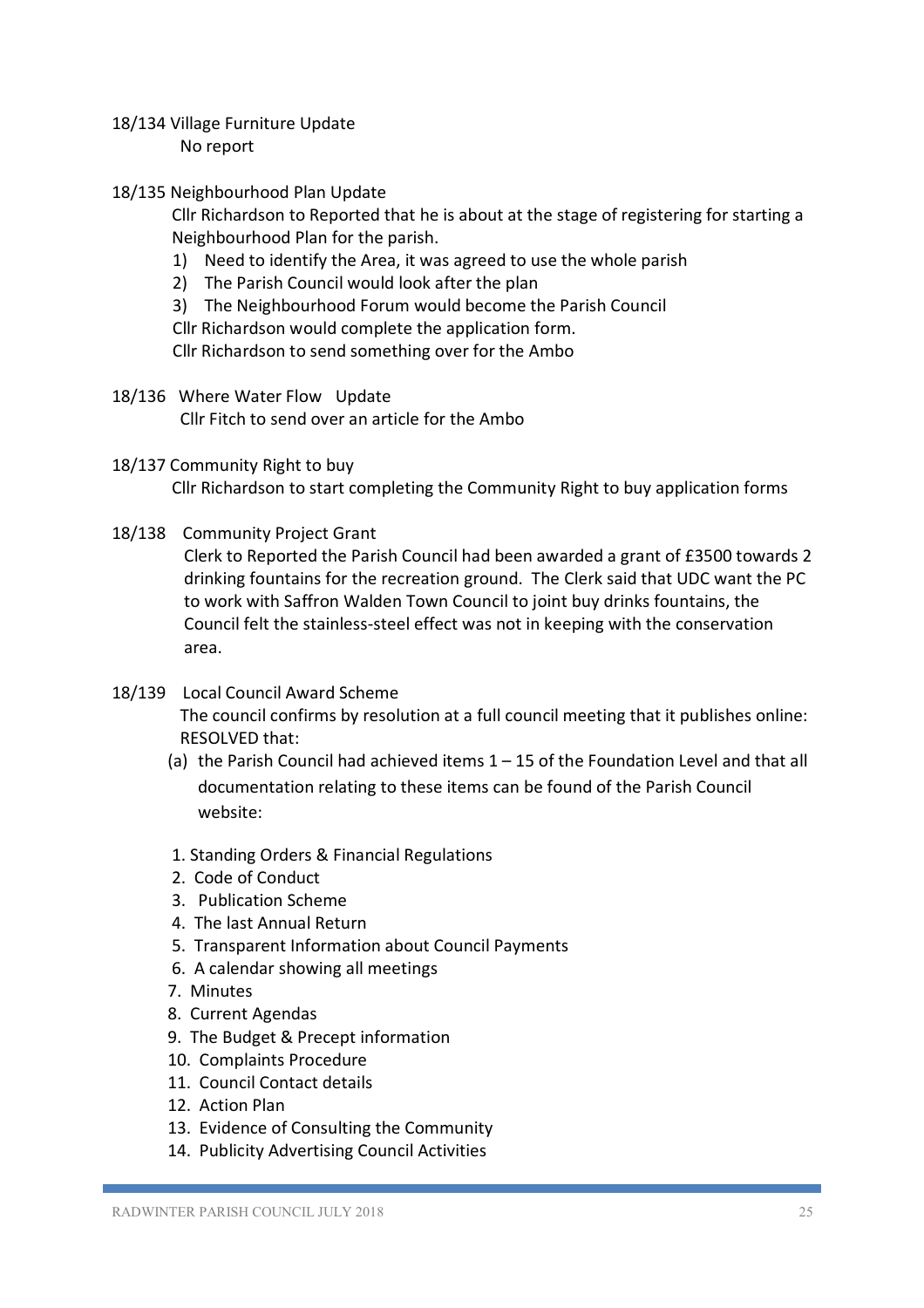18/134 Village Furniture Update

No report

18/135 Neighbourhood Plan Update

Cllr Richardson to Reported that he is about at the stage of registering for starting a Neighbourhood Plan for the parish.

1) Need to identify the Area, it was agreed to use the whole parish
2) The Parish Council would look after the plan
3) The Neighbourhood Forum would become the Parish Council

Cllr Richardson would complete the application form.

Cllr Richardson to send something over for the Ambo

18/136 Where Water Flow Update

Cllr Fitch to send over an article for the Ambo

18/137 Community Right to buy

Cllr Richardson to start completing the Community Right to buy application forms

18/138 Community Project Grant

Clerk to Reported the Parish Council had been awarded a grant of £3500 towards 2 drinking fountains for the recreation ground. The Clerk said that UDC want the PC to work with Saffron Walden Town Council to joint buy drinks fountains, the Council felt the stainless-steel effect was not in keeping with the conservation area.

18/139 Local Council Award Scheme

The council confirms by resolution at a full council meeting that it publishes online: RESOLVED that:

(a) the Parish Council had achieved items 1 – 15 of the Foundation Level and that all documentation relating to these items can be found of the Parish Council website:

1. Standing Orders & Financial Regulations
2. Code of Conduct
3. Publication Scheme
4. The last Annual Return
5. Transparent Information about Council Payments
6. A calendar showing all meetings
7. Minutes
8. Current Agendas
9. The Budget & Precept information
10. Complaints Procedure
11. Council Contact details
12. Action Plan
13. Evidence of Consulting the Community
14. Publicity Advertising Council Activities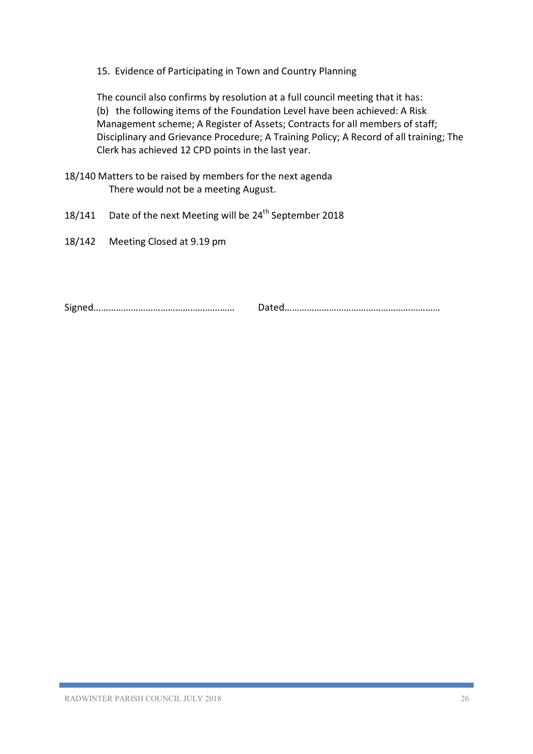15. Evidence of Participating in Town and Country Planning

The council also confirms by resolution at a full council meeting that it has:
(b) the following items of the Foundation Level have been achieved: A Risk Management scheme; A Register of Assets; Contracts for all members of staff; Disciplinary and Grievance Procedure; A Training Policy; A Record of all training; The Clerk has achieved 12 CPD points in the last year.

18/140 Matters to be raised by members for the next agenda
There would not be a meeting August.

18/141 Date of the next Meeting will be 24th September 2018

18/142 Meeting Closed at 9.19 pm

Signed……………………………………………… Dated……………………………………………………